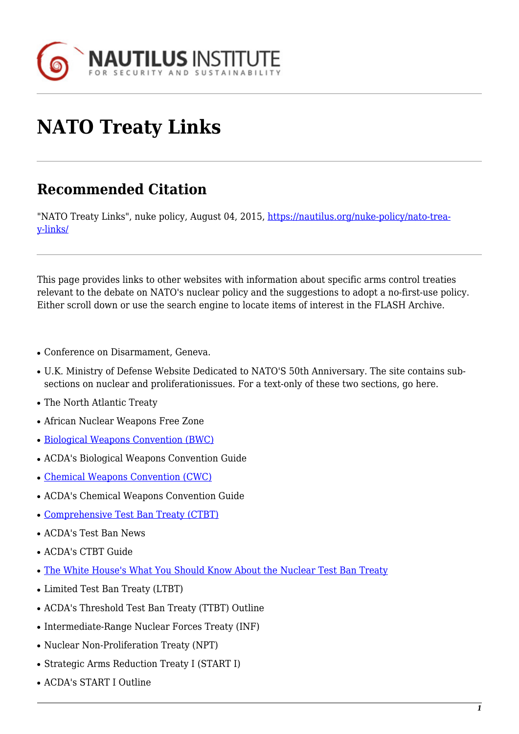# NATO Treaty Links

## Recommended Citation

"NATO Treaty Links", nuke policy, August 04, 2015, https://nautilus.org/nuke-policy/nato-treay-links/

This page provides links to other websites with information about specific arms control treaties relevant to the debate on NATO's nuclear policy and the suggestions to adopt a no-first-use policy. Either scroll down or use the search engine to locate items of interest in the FLASH Archive.

- Conference on Disarmament, Geneva.
- U.K. Ministry of Defense Website Dedicated to NATO'S 50th Anniversary. The site contains sub-sections on nuclear and proliferationissues. For a text-only of these two sections, go here.
- The North Atlantic Treaty
- African Nuclear Weapons Free Zone
- Biological Weapons Convention (BWC)
- ACDA's Biological Weapons Convention Guide
- Chemical Weapons Convention (CWC)
- ACDA's Chemical Weapons Convention Guide
- Comprehensive Test Ban Treaty (CTBT)
- ACDA's Test Ban News
- ACDA's CTBT Guide
- The White House's What You Should Know About the Nuclear Test Ban Treaty
- Limited Test Ban Treaty (LTBT)
- ACDA's Threshold Test Ban Treaty (TTBT) Outline
- Intermediate-Range Nuclear Forces Treaty (INF)
- Nuclear Non-Proliferation Treaty (NPT)
- Strategic Arms Reduction Treaty I (START I)
- ACDA's START I Outline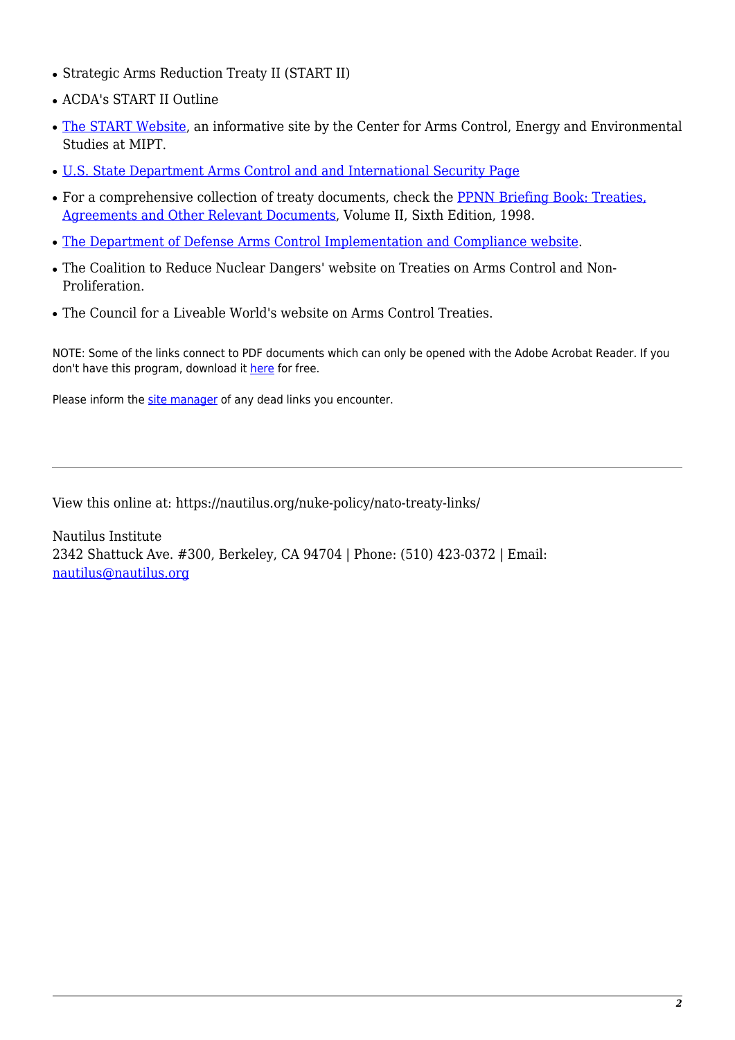- Strategic Arms Reduction Treaty II (START II)
- ACDA's START II Outline
- The START Website, an informative site by the Center for Arms Control, Energy and Environmental Studies at MIPT.
- U.S. State Department Arms Control and and International Security Page
- For a comprehensive collection of treaty documents, check the PPNN Briefing Book: Treaties, Agreements and Other Relevant Documents, Volume II, Sixth Edition, 1998.
- The Department of Defense Arms Control Implementation and Compliance website.
- The Coalition to Reduce Nuclear Dangers' website on Treaties on Arms Control and Non-Proliferation.
- The Council for a Liveable World's website on Arms Control Treaties.

NOTE: Some of the links connect to PDF documents which can only be opened with the Adobe Acrobat Reader. If you don't have this program, download it here for free.

Please inform the site manager of any dead links you encounter.

---

View this online at: https://nautilus.org/nuke-policy/nato-treaty-links/

Nautilus Institute
2342 Shattuck Ave. #300, Berkeley, CA 94704 | Phone: (510) 423-0372 | Email: nautilus@nautilus.org